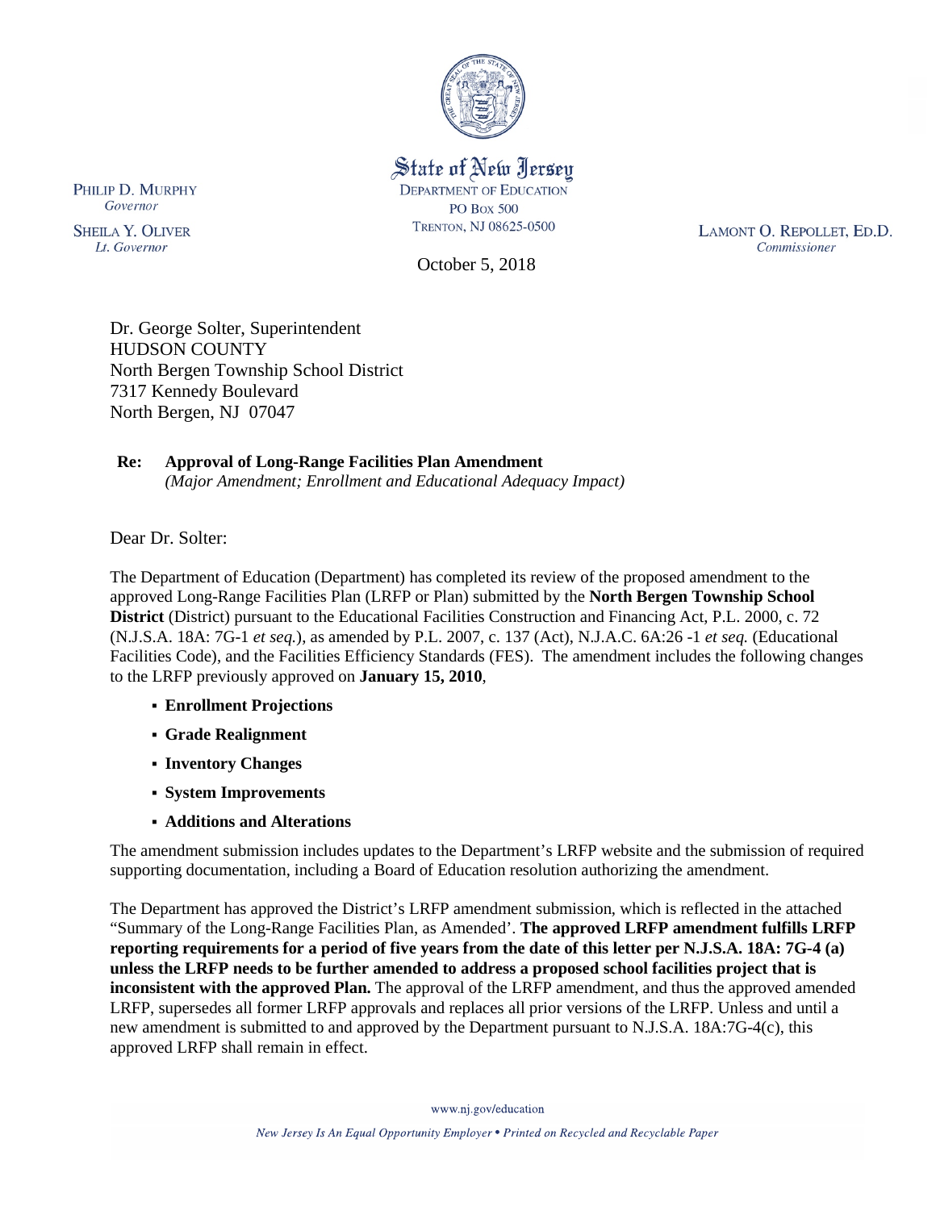State of New Jersey
DEPARTMENT OF EDUCATION
PO BOX 500
TRENTON, NJ 08625-0500

PHILIP D. MURPHY
*Governor*

SHEILA Y. OLIVER
*Lt. Governor*

LAMONT O. REPOLLET, ED.D.
*Commissioner*

October 5, 2018

Dr. George Solter, Superintendent
HUDSON COUNTY
North Bergen Township School District
7317 Kennedy Boulevard
North Bergen, NJ 07047

**Re: Approval of Long-Range Facilities Plan Amendment**
*(Major Amendment; Enrollment and Educational Adequacy Impact)*

Dear Dr. Solter:

The Department of Education (Department) has completed its review of the proposed amendment to the approved Long-Range Facilities Plan (LRFP or Plan) submitted by the **North Bergen Township School District** (District) pursuant to the Educational Facilities Construction and Financing Act, P.L. 2000, c. 72 (N.J.S.A. 18A: 7G-1 *et seq.*), as amended by P.L. 2007, c. 137 (Act), N.J.A.C. 6A:26 -1 *et seq.* (Educational Facilities Code), and the Facilities Efficiency Standards (FES). The amendment includes the following changes to the LRFP previously approved on **January 15, 2010**,

- **Enrollment Projections**
- **Grade Realignment**
- **Inventory Changes**
- **System Improvements**
- **Additions and Alterations**

The amendment submission includes updates to the Department's LRFP website and the submission of required supporting documentation, including a Board of Education resolution authorizing the amendment.

The Department has approved the District's LRFP amendment submission, which is reflected in the attached "Summary of the Long-Range Facilities Plan, as Amended'. **The approved LRFP amendment fulfills LRFP reporting requirements for a period of five years from the date of this letter per N.J.S.A. 18A: 7G-4 (a) unless the LRFP needs to be further amended to address a proposed school facilities project that is inconsistent with the approved Plan.** The approval of the LRFP amendment, and thus the approved amended LRFP, supersedes all former LRFP approvals and replaces all prior versions of the LRFP. Unless and until a new amendment is submitted to and approved by the Department pursuant to N.J.S.A. 18A:7G-4(c), this approved LRFP shall remain in effect.

www.nj.gov/education

*New Jersey Is An Equal Opportunity Employer • Printed on Recycled and Recyclable Paper*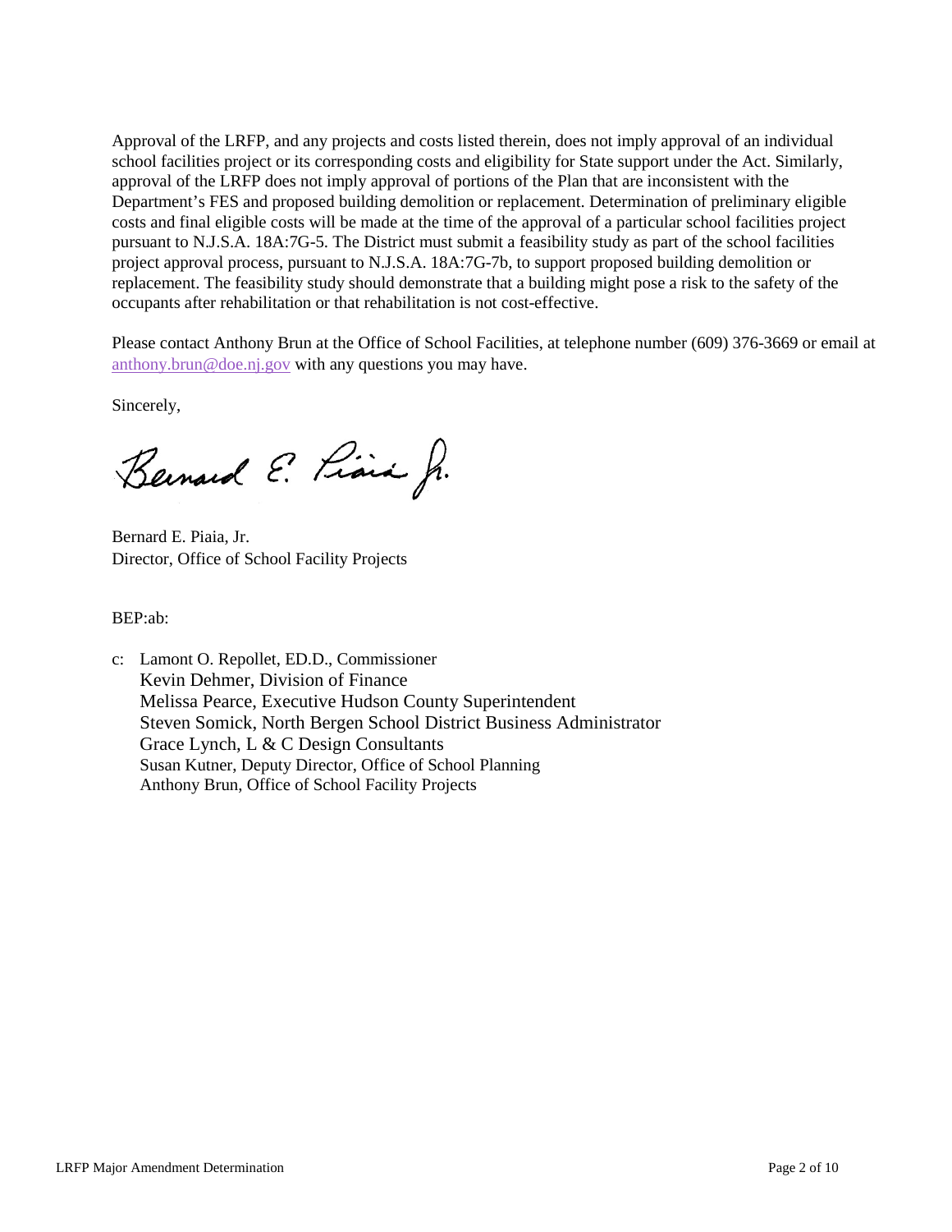Approval of the LRFP, and any projects and costs listed therein, does not imply approval of an individual school facilities project or its corresponding costs and eligibility for State support under the Act. Similarly, approval of the LRFP does not imply approval of portions of the Plan that are inconsistent with the Department's FES and proposed building demolition or replacement. Determination of preliminary eligible costs and final eligible costs will be made at the time of the approval of a particular school facilities project pursuant to N.J.S.A. 18A:7G-5. The District must submit a feasibility study as part of the school facilities project approval process, pursuant to N.J.S.A. 18A:7G-7b, to support proposed building demolition or replacement. The feasibility study should demonstrate that a building might pose a risk to the safety of the occupants after rehabilitation or that rehabilitation is not cost-effective.

Please contact Anthony Brun at the Office of School Facilities, at telephone number (609) 376-3669 or email at anthony.brun@doe.nj.gov with any questions you may have.

Sincerely,

Bernard E. Piaia, Jr.

Bernard E. Piaia, Jr.
Director, Office of School Facility Projects

BEP:ab:

c: Lamont O. Repollet, ED.D., Commissioner
Kevin Dehmer, Division of Finance
Melissa Pearce, Executive Hudson County Superintendent
Steven Somick, North Bergen School District Business Administrator
Grace Lynch, L & C Design Consultants
Susan Kutner, Deputy Director, Office of School Planning
Anthony Brun, Office of School Facility Projects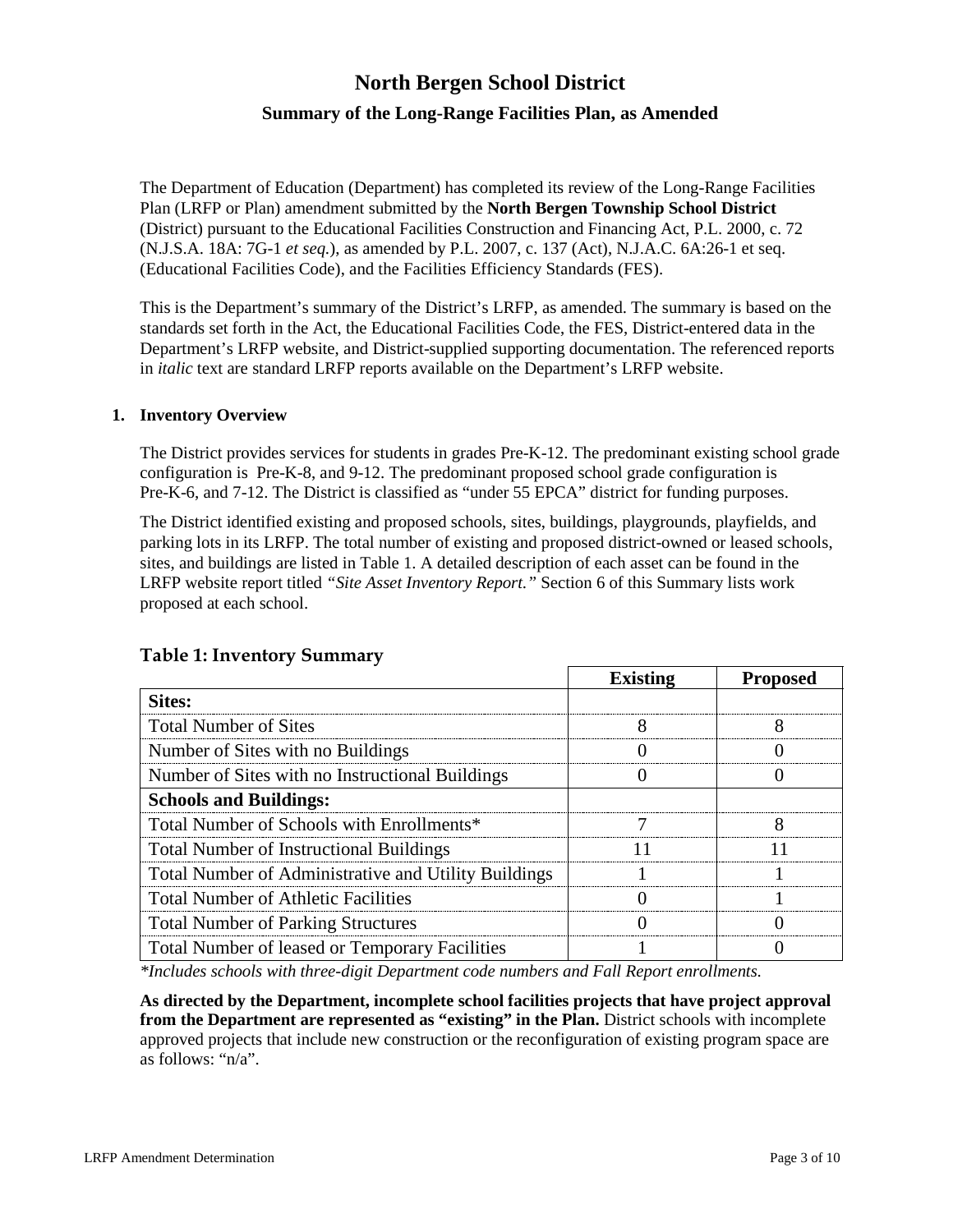# North Bergen School District

## Summary of the Long-Range Facilities Plan, as Amended

The Department of Education (Department) has completed its review of the Long-Range Facilities Plan (LRFP or Plan) amendment submitted by the **North Bergen Township School District** (District) pursuant to the Educational Facilities Construction and Financing Act, P.L. 2000, c. 72 (N.J.S.A. 18A: 7G-1 *et seq.*), as amended by P.L. 2007, c. 137 (Act), N.J.A.C. 6A:26-1 et seq. (Educational Facilities Code), and the Facilities Efficiency Standards (FES).

This is the Department's summary of the District's LRFP, as amended. The summary is based on the standards set forth in the Act, the Educational Facilities Code, the FES, District-entered data in the Department's LRFP website, and District-supplied supporting documentation. The referenced reports in *italic* text are standard LRFP reports available on the Department's LRFP website.

### 1. Inventory Overview

The District provides services for students in grades Pre-K-12. The predominant existing school grade configuration is Pre-K-8, and 9-12. The predominant proposed school grade configuration is Pre-K-6, and 7-12. The District is classified as "under 55 EPCA" district for funding purposes.

The District identified existing and proposed schools, sites, buildings, playgrounds, playfields, and parking lots in its LRFP. The total number of existing and proposed district-owned or leased schools, sites, and buildings are listed in Table 1. A detailed description of each asset can be found in the LRFP website report titled *"Site Asset Inventory Report."* Section 6 of this Summary lists work proposed at each school.

**Table 1: Inventory Summary**

| | Existing | Proposed |
|---|---|---|
| **Sites:** | | |
| Total Number of Sites | 8 | 8 |
| Number of Sites with no Buildings | 0 | 0 |
| Number of Sites with no Instructional Buildings | 0 | 0 |
| **Schools and Buildings:** | | |
| Total Number of Schools with Enrollments* | 7 | 8 |
| Total Number of Instructional Buildings | 11 | 11 |
| Total Number of Administrative and Utility Buildings | 1 | 1 |
| Total Number of Athletic Facilities | 0 | 1 |
| Total Number of Parking Structures | 0 | 0 |
| Total Number of leased or Temporary Facilities | 1 | 0 |

*\*Includes schools with three-digit Department code numbers and Fall Report enrollments.*

**As directed by the Department, incomplete school facilities projects that have project approval from the Department are represented as "existing" in the Plan.** District schools with incomplete approved projects that include new construction or the reconfiguration of existing program space are as follows: "n/a".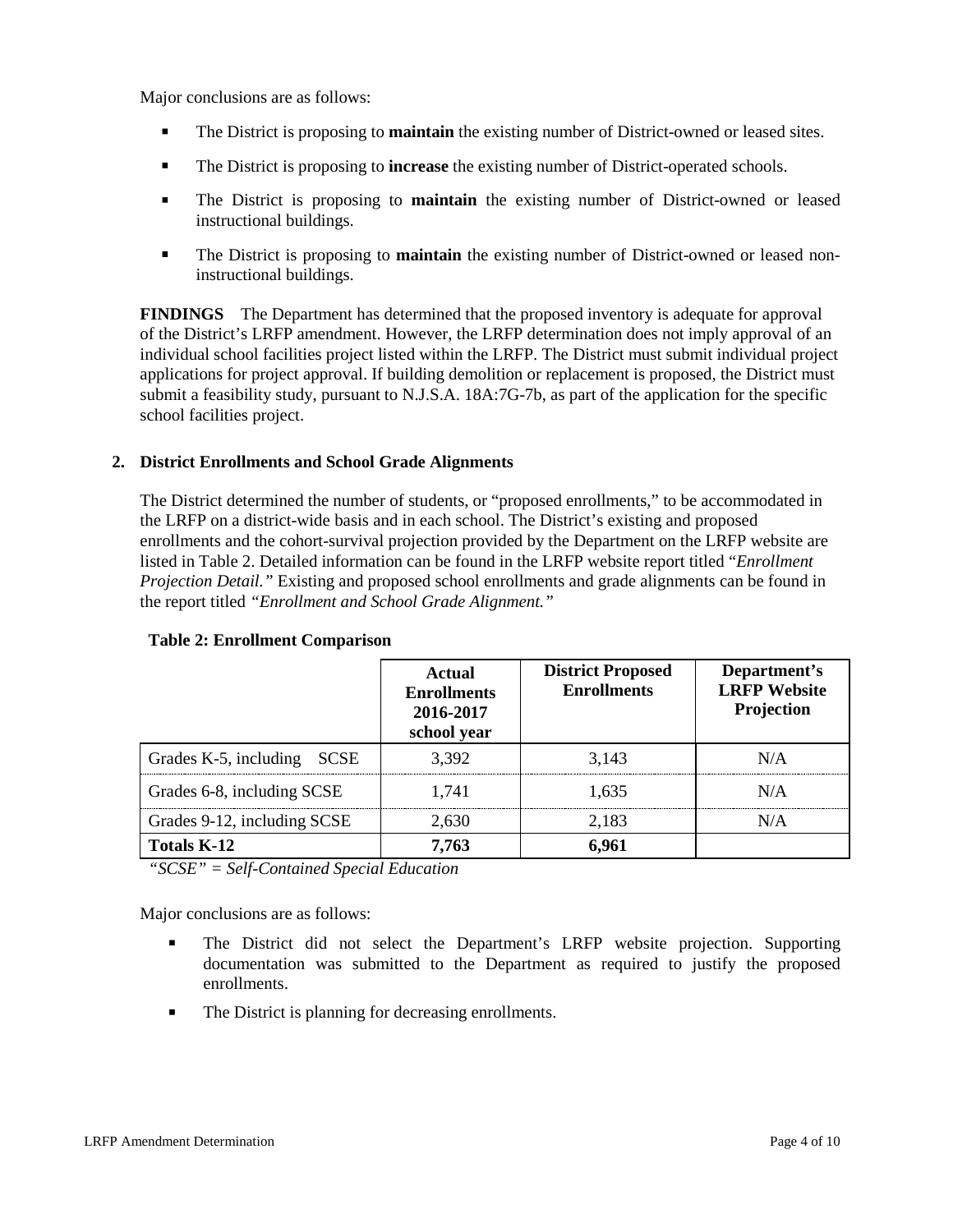Major conclusions are as follows:

- The District is proposing to **maintain** the existing number of District-owned or leased sites.
- The District is proposing to **increase** the existing number of District-operated schools.
- The District is proposing to **maintain** the existing number of District-owned or leased instructional buildings.
- The District is proposing to **maintain** the existing number of District-owned or leased non-instructional buildings.

**FINDINGS** The Department has determined that the proposed inventory is adequate for approval of the District's LRFP amendment. However, the LRFP determination does not imply approval of an individual school facilities project listed within the LRFP. The District must submit individual project applications for project approval. If building demolition or replacement is proposed, the District must submit a feasibility study, pursuant to N.J.S.A. 18A:7G-7b, as part of the application for the specific school facilities project.

## 2. District Enrollments and School Grade Alignments

The District determined the number of students, or "proposed enrollments," to be accommodated in the LRFP on a district-wide basis and in each school. The District's existing and proposed enrollments and the cohort-survival projection provided by the Department on the LRFP website are listed in Table 2. Detailed information can be found in the LRFP website report titled "*Enrollment Projection Detail.*" Existing and proposed school enrollments and grade alignments can be found in the report titled *"Enrollment and School Grade Alignment."*

**Table 2: Enrollment Comparison**

| | Actual Enrollments 2016-2017 school year | District Proposed Enrollments | Department's LRFP Website Projection |
|---|---|---|---|
| Grades K-5, including SCSE | 3,392 | 3,143 | N/A |
| Grades 6-8, including SCSE | 1,741 | 1,635 | N/A |
| Grades 9-12, including SCSE | 2,630 | 2,183 | N/A |
| **Totals K-12** | **7,763** | **6,961** | |

*"SCSE" = Self-Contained Special Education*

Major conclusions are as follows:

- The District did not select the Department's LRFP website projection. Supporting documentation was submitted to the Department as required to justify the proposed enrollments.
- The District is planning for decreasing enrollments.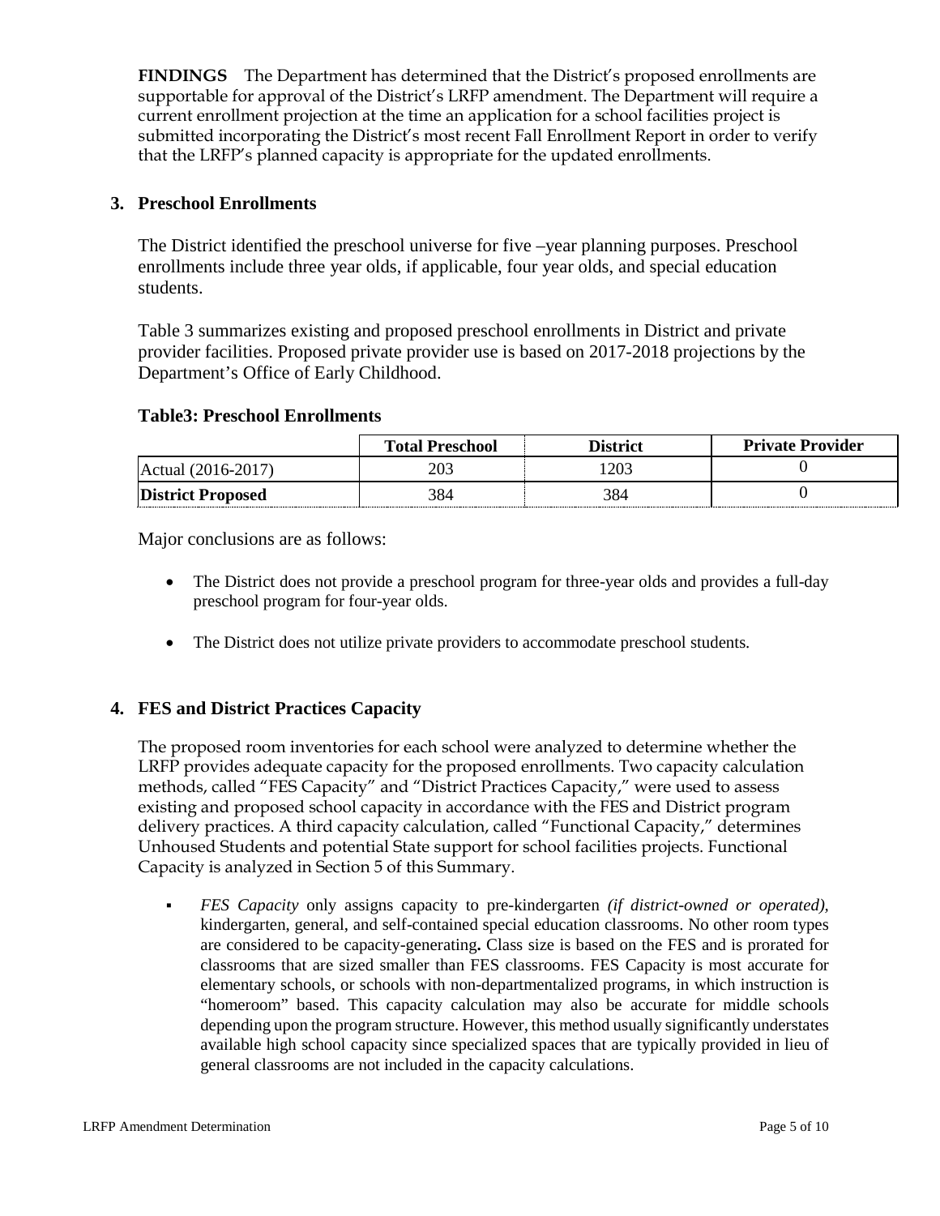**FINDINGS** The Department has determined that the District's proposed enrollments are supportable for approval of the District's LRFP amendment. The Department will require a current enrollment projection at the time an application for a school facilities project is submitted incorporating the District's most recent Fall Enrollment Report in order to verify that the LRFP's planned capacity is appropriate for the updated enrollments.

## 3. Preschool Enrollments

The District identified the preschool universe for five –year planning purposes. Preschool enrollments include three year olds, if applicable, four year olds, and special education students.

Table 3 summarizes existing and proposed preschool enrollments in District and private provider facilities. Proposed private provider use is based on 2017-2018 projections by the Department's Office of Early Childhood.

**Table3: Preschool Enrollments**

| | Total Preschool | District | Private Provider |
|---|---|---|---|
| Actual (2016-2017) | 203 | 1203 | 0 |
| **District Proposed** | 384 | 384 | 0 |

Major conclusions are as follows:

- The District does not provide a preschool program for three-year olds and provides a full-day preschool program for four-year olds.
- The District does not utilize private providers to accommodate preschool students.

## 4. FES and District Practices Capacity

The proposed room inventories for each school were analyzed to determine whether the LRFP provides adequate capacity for the proposed enrollments. Two capacity calculation methods, called "FES Capacity" and "District Practices Capacity," were used to assess existing and proposed school capacity in accordance with the FES and District program delivery practices. A third capacity calculation, called "Functional Capacity," determines Unhoused Students and potential State support for school facilities projects. Functional Capacity is analyzed in Section 5 of this Summary.

- *FES Capacity* only assigns capacity to pre-kindergarten *(if district-owned or operated)*, kindergarten, general, and self-contained special education classrooms. No other room types are considered to be capacity-generating**.** Class size is based on the FES and is prorated for classrooms that are sized smaller than FES classrooms. FES Capacity is most accurate for elementary schools, or schools with non-departmentalized programs, in which instruction is "homeroom" based. This capacity calculation may also be accurate for middle schools depending upon the program structure. However, this method usually significantly understates available high school capacity since specialized spaces that are typically provided in lieu of general classrooms are not included in the capacity calculations.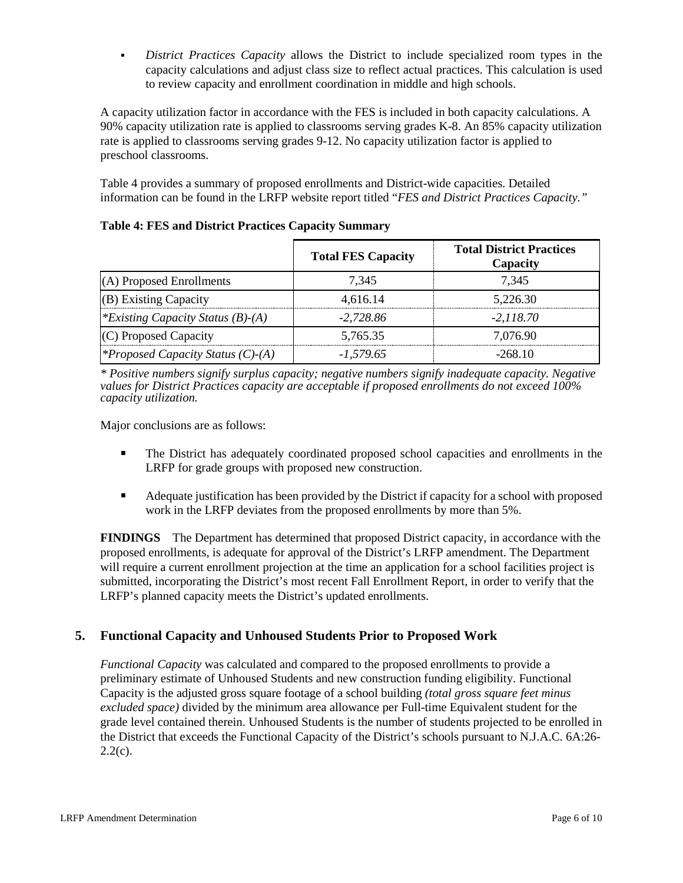- *District Practices Capacity* allows the District to include specialized room types in the capacity calculations and adjust class size to reflect actual practices. This calculation is used to review capacity and enrollment coordination in middle and high schools.

A capacity utilization factor in accordance with the FES is included in both capacity calculations. A 90% capacity utilization rate is applied to classrooms serving grades K-8. An 85% capacity utilization rate is applied to classrooms serving grades 9-12. No capacity utilization factor is applied to preschool classrooms.

Table 4 provides a summary of proposed enrollments and District-wide capacities. Detailed information can be found in the LRFP website report titled "*FES and District Practices Capacity.*"

**Table 4: FES and District Practices Capacity Summary**

| | Total FES Capacity | Total District Practices Capacity |
|---|---|---|
| (A) Proposed Enrollments | 7,345 | 7,345 |
| (B) Existing Capacity | 4,616.14 | 5,226.30 |
| *\*Existing Capacity Status (B)-(A)* | *-2,728.86* | *-2,118.70* |
| (C) Proposed Capacity | 5,765.35 | 7,076.90 |
| *\*Proposed Capacity Status (C)-(A)* | *-1,579.65* | -268.10 |

*\* Positive numbers signify surplus capacity; negative numbers signify inadequate capacity. Negative values for District Practices capacity are acceptable if proposed enrollments do not exceed 100% capacity utilization.*

Major conclusions are as follows:

- The District has adequately coordinated proposed school capacities and enrollments in the LRFP for grade groups with proposed new construction.
- Adequate justification has been provided by the District if capacity for a school with proposed work in the LRFP deviates from the proposed enrollments by more than 5%.

**FINDINGS** The Department has determined that proposed District capacity, in accordance with the proposed enrollments, is adequate for approval of the District's LRFP amendment. The Department will require a current enrollment projection at the time an application for a school facilities project is submitted, incorporating the District's most recent Fall Enrollment Report, in order to verify that the LRFP's planned capacity meets the District's updated enrollments.

## 5. Functional Capacity and Unhoused Students Prior to Proposed Work

*Functional Capacity* was calculated and compared to the proposed enrollments to provide a preliminary estimate of Unhoused Students and new construction funding eligibility. Functional Capacity is the adjusted gross square footage of a school building *(total gross square feet minus excluded space)* divided by the minimum area allowance per Full-time Equivalent student for the grade level contained therein. Unhoused Students is the number of students projected to be enrolled in the District that exceeds the Functional Capacity of the District's schools pursuant to N.J.A.C. 6A:26-2.2(c).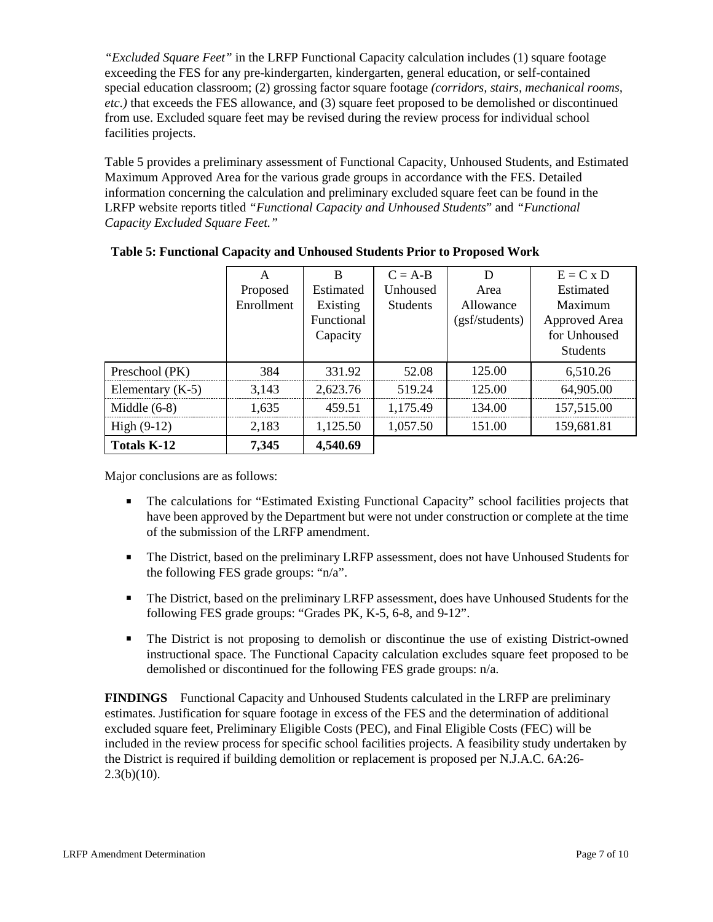*"Excluded Square Feet"* in the LRFP Functional Capacity calculation includes (1) square footage exceeding the FES for any pre-kindergarten, kindergarten, general education, or self-contained special education classroom; (2) grossing factor square footage *(corridors, stairs, mechanical rooms, etc.)* that exceeds the FES allowance, and (3) square feet proposed to be demolished or discontinued from use. Excluded square feet may be revised during the review process for individual school facilities projects.

Table 5 provides a preliminary assessment of Functional Capacity, Unhoused Students, and Estimated Maximum Approved Area for the various grade groups in accordance with the FES. Detailed information concerning the calculation and preliminary excluded square feet can be found in the LRFP website reports titled *"Functional Capacity and Unhoused Students*" and *"Functional Capacity Excluded Square Feet."*

**Table 5: Functional Capacity and Unhoused Students Prior to Proposed Work**

| | A Proposed Enrollment | B Estimated Existing Functional Capacity | C = A-B Unhoused Students | D Area Allowance (gsf/students) | E = C x D Estimated Maximum Approved Area for Unhoused Students |
|---|---|---|---|---|---|
| Preschool (PK) | 384 | 331.92 | 52.08 | 125.00 | 6,510.26 |
| Elementary (K-5) | 3,143 | 2,623.76 | 519.24 | 125.00 | 64,905.00 |
| Middle (6-8) | 1,635 | 459.51 | 1,175.49 | 134.00 | 157,515.00 |
| High (9-12) | 2,183 | 1,125.50 | 1,057.50 | 151.00 | 159,681.81 |
| **Totals K-12** | **7,345** | **4,540.69** | | | |

Major conclusions are as follows:

- The calculations for "Estimated Existing Functional Capacity" school facilities projects that have been approved by the Department but were not under construction or complete at the time of the submission of the LRFP amendment.
- The District, based on the preliminary LRFP assessment, does not have Unhoused Students for the following FES grade groups: "n/a".
- The District, based on the preliminary LRFP assessment, does have Unhoused Students for the following FES grade groups: "Grades PK, K-5, 6-8, and 9-12".
- The District is not proposing to demolish or discontinue the use of existing District-owned instructional space. The Functional Capacity calculation excludes square feet proposed to be demolished or discontinued for the following FES grade groups: n/a.

**FINDINGS** Functional Capacity and Unhoused Students calculated in the LRFP are preliminary estimates. Justification for square footage in excess of the FES and the determination of additional excluded square feet, Preliminary Eligible Costs (PEC), and Final Eligible Costs (FEC) will be included in the review process for specific school facilities projects. A feasibility study undertaken by the District is required if building demolition or replacement is proposed per N.J.A.C. 6A:26-2.3(b)(10).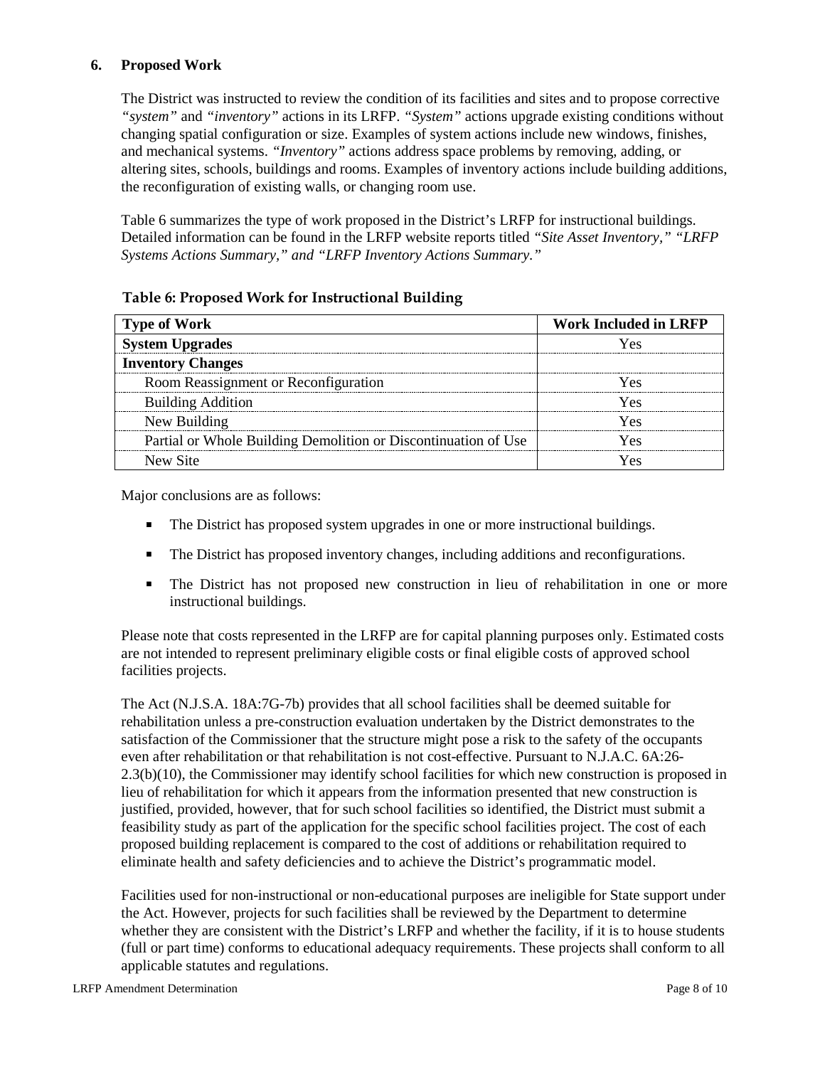## 6. Proposed Work

The District was instructed to review the condition of its facilities and sites and to propose corrective *"system"* and *"inventory"* actions in its LRFP. *"System"* actions upgrade existing conditions without changing spatial configuration or size. Examples of system actions include new windows, finishes, and mechanical systems. *"Inventory"* actions address space problems by removing, adding, or altering sites, schools, buildings and rooms. Examples of inventory actions include building additions, the reconfiguration of existing walls, or changing room use.

Table 6 summarizes the type of work proposed in the District's LRFP for instructional buildings. Detailed information can be found in the LRFP website reports titled *"Site Asset Inventory," "LRFP Systems Actions Summary," and "LRFP Inventory Actions Summary."*

**Table 6: Proposed Work for Instructional Building**

| Type of Work | Work Included in LRFP |
|---|---|
| **System Upgrades** | Yes |
| **Inventory Changes** | |
| Room Reassignment or Reconfiguration | Yes |
| Building Addition | Yes |
| New Building | Yes |
| Partial or Whole Building Demolition or Discontinuation of Use | Yes |
| New Site | Yes |

Major conclusions are as follows:

- The District has proposed system upgrades in one or more instructional buildings.
- The District has proposed inventory changes, including additions and reconfigurations.
- The District has not proposed new construction in lieu of rehabilitation in one or more instructional buildings.

Please note that costs represented in the LRFP are for capital planning purposes only. Estimated costs are not intended to represent preliminary eligible costs or final eligible costs of approved school facilities projects.

The Act (N.J.S.A. 18A:7G-7b) provides that all school facilities shall be deemed suitable for rehabilitation unless a pre-construction evaluation undertaken by the District demonstrates to the satisfaction of the Commissioner that the structure might pose a risk to the safety of the occupants even after rehabilitation or that rehabilitation is not cost-effective. Pursuant to N.J.A.C. 6A:26-2.3(b)(10), the Commissioner may identify school facilities for which new construction is proposed in lieu of rehabilitation for which it appears from the information presented that new construction is justified, provided, however, that for such school facilities so identified, the District must submit a feasibility study as part of the application for the specific school facilities project. The cost of each proposed building replacement is compared to the cost of additions or rehabilitation required to eliminate health and safety deficiencies and to achieve the District's programmatic model.

Facilities used for non-instructional or non-educational purposes are ineligible for State support under the Act. However, projects for such facilities shall be reviewed by the Department to determine whether they are consistent with the District's LRFP and whether the facility, if it is to house students (full or part time) conforms to educational adequacy requirements. These projects shall conform to all applicable statutes and regulations.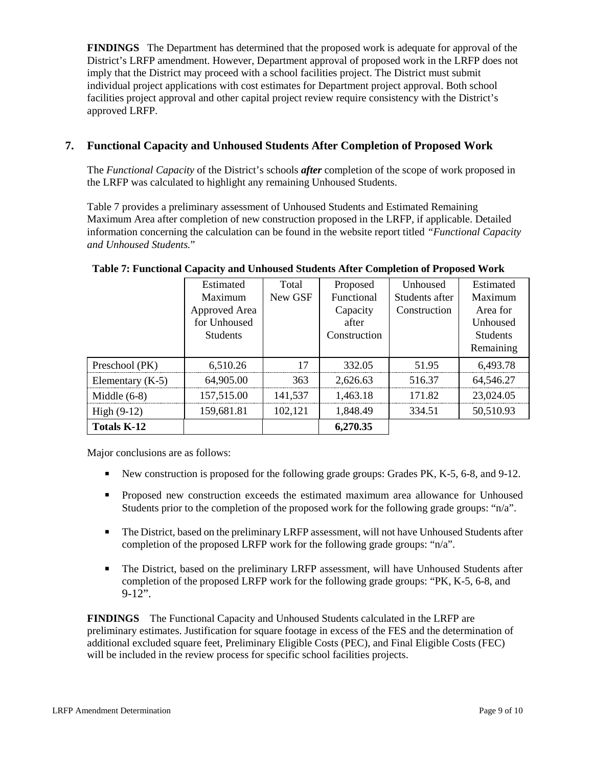**FINDINGS** The Department has determined that the proposed work is adequate for approval of the District's LRFP amendment. However, Department approval of proposed work in the LRFP does not imply that the District may proceed with a school facilities project. The District must submit individual project applications with cost estimates for Department project approval. Both school facilities project approval and other capital project review require consistency with the District's approved LRFP.

## 7. Functional Capacity and Unhoused Students After Completion of Proposed Work

The *Functional Capacity* of the District's schools ***after*** completion of the scope of work proposed in the LRFP was calculated to highlight any remaining Unhoused Students.

Table 7 provides a preliminary assessment of Unhoused Students and Estimated Remaining Maximum Area after completion of new construction proposed in the LRFP, if applicable. Detailed information concerning the calculation can be found in the website report titled *"Functional Capacity and Unhoused Students.*"

**Table 7: Functional Capacity and Unhoused Students After Completion of Proposed Work**

| | Estimated Maximum Approved Area for Unhoused Students | Total New GSF | Proposed Functional Capacity after Construction | Unhoused Students after Construction | Estimated Maximum Area for Unhoused Students Remaining |
|---|---|---|---|---|---|
| Preschool (PK) | 6,510.26 | 17 | 332.05 | 51.95 | 6,493.78 |
| Elementary (K-5) | 64,905.00 | 363 | 2,626.63 | 516.37 | 64,546.27 |
| Middle (6-8) | 157,515.00 | 141,537 | 1,463.18 | 171.82 | 23,024.05 |
| High (9-12) | 159,681.81 | 102,121 | 1,848.49 | 334.51 | 50,510.93 |
| **Totals K-12** | | | **6,270.35** | | |

Major conclusions are as follows:

- New construction is proposed for the following grade groups: Grades PK, K-5, 6-8, and 9-12.
- Proposed new construction exceeds the estimated maximum area allowance for Unhoused Students prior to the completion of the proposed work for the following grade groups: "n/a".
- The District, based on the preliminary LRFP assessment, will not have Unhoused Students after completion of the proposed LRFP work for the following grade groups: "n/a".
- The District, based on the preliminary LRFP assessment, will have Unhoused Students after completion of the proposed LRFP work for the following grade groups: "PK, K-5, 6-8, and 9-12".

**FINDINGS** The Functional Capacity and Unhoused Students calculated in the LRFP are preliminary estimates. Justification for square footage in excess of the FES and the determination of additional excluded square feet, Preliminary Eligible Costs (PEC), and Final Eligible Costs (FEC) will be included in the review process for specific school facilities projects.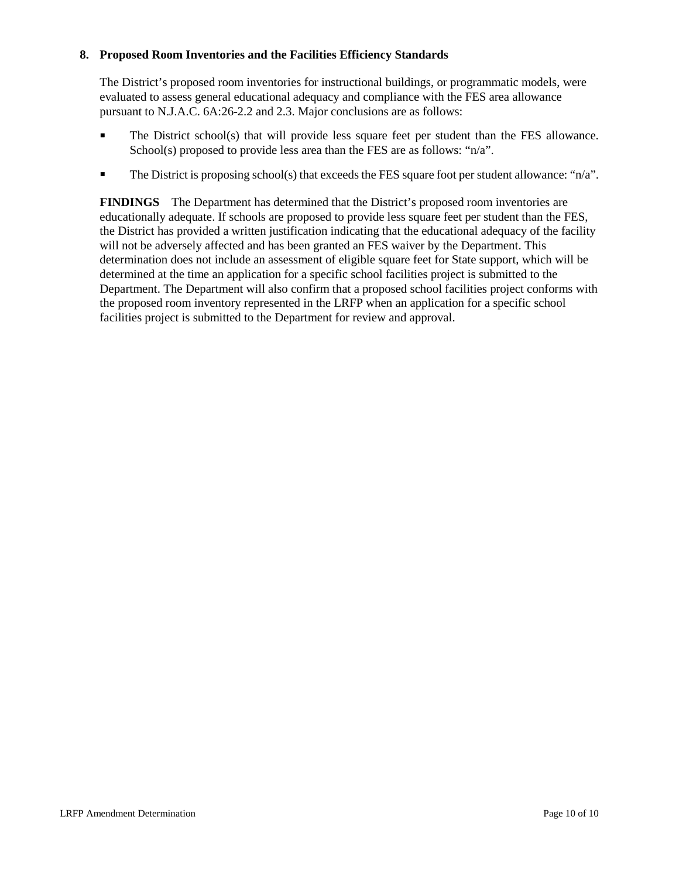## 8. Proposed Room Inventories and the Facilities Efficiency Standards

The District's proposed room inventories for instructional buildings, or programmatic models, were evaluated to assess general educational adequacy and compliance with the FES area allowance pursuant to N.J.A.C. 6A:26-2.2 and 2.3. Major conclusions are as follows:

- The District school(s) that will provide less square feet per student than the FES allowance. School(s) proposed to provide less area than the FES are as follows: "n/a".
- The District is proposing school(s) that exceeds the FES square foot per student allowance: "n/a".

**FINDINGS** The Department has determined that the District's proposed room inventories are educationally adequate. If schools are proposed to provide less square feet per student than the FES, the District has provided a written justification indicating that the educational adequacy of the facility will not be adversely affected and has been granted an FES waiver by the Department. This determination does not include an assessment of eligible square feet for State support, which will be determined at the time an application for a specific school facilities project is submitted to the Department. The Department will also confirm that a proposed school facilities project conforms with the proposed room inventory represented in the LRFP when an application for a specific school facilities project is submitted to the Department for review and approval.